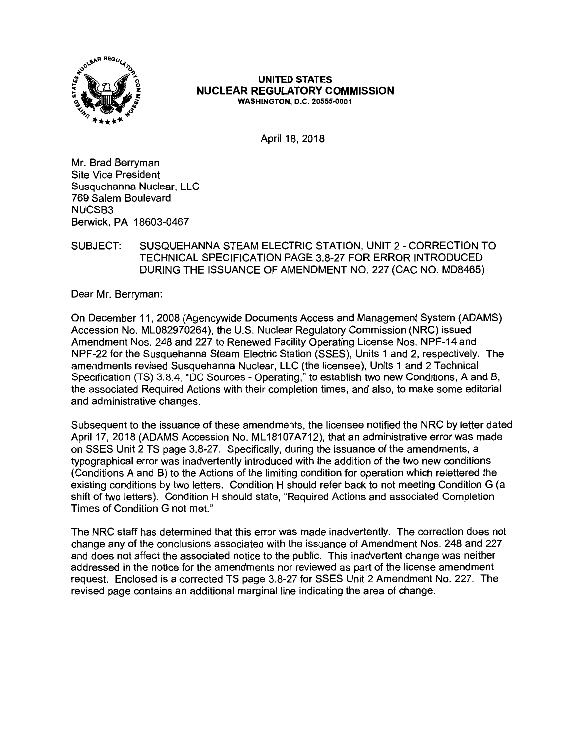**UNITED STATES**
**NUCLEAR REGULATORY COMMISSION**
WASHINGTON, D.C. 20555-0001

April 18, 2018

Mr. Brad Berryman
Site Vice President
Susquehanna Nuclear, LLC
769 Salem Boulevard
NUCSB3
Berwick, PA 18603-0467

SUBJECT: SUSQUEHANNA STEAM ELECTRIC STATION, UNIT 2 - CORRECTION TO TECHNICAL SPECIFICATION PAGE 3.8-27 FOR ERROR INTRODUCED DURING THE ISSUANCE OF AMENDMENT NO. 227 (CAC NO. MD8465)

Dear Mr. Berryman:

On December 11, 2008 (Agencywide Documents Access and Management System (ADAMS) Accession No. ML082970264), the U.S. Nuclear Regulatory Commission (NRC) issued Amendment Nos. 248 and 227 to Renewed Facility Operating License Nos. NPF-14 and NPF-22 for the Susquehanna Steam Electric Station (SSES), Units 1 and 2, respectively. The amendments revised Susquehanna Nuclear, LLC (the licensee), Units 1 and 2 Technical Specification (TS) 3.8.4, "DC Sources - Operating," to establish two new Conditions, A and B, the associated Required Actions with their completion times, and also, to make some editorial and administrative changes.

Subsequent to the issuance of these amendments, the licensee notified the NRC by letter dated April 17, 2018 (ADAMS Accession No. ML18107A712), that an administrative error was made on SSES Unit 2 TS page 3.8-27. Specifically, during the issuance of the amendments, a typographical error was inadvertently introduced with the addition of the two new conditions (Conditions A and B) to the Actions of the limiting condition for operation which relettered the existing conditions by two letters. Condition H should refer back to not meeting Condition G (a shift of two letters). Condition H should state, "Required Actions and associated Completion Times of Condition G not met."

The NRC staff has determined that this error was made inadvertently. The correction does not change any of the conclusions associated with the issuance of Amendment Nos. 248 and 227 and does not affect the associated notice to the public. This inadvertent change was neither addressed in the notice for the amendments nor reviewed as part of the license amendment request. Enclosed is a corrected TS page 3.8-27 for SSES Unit 2 Amendment No. 227. The revised page contains an additional marginal line indicating the area of change.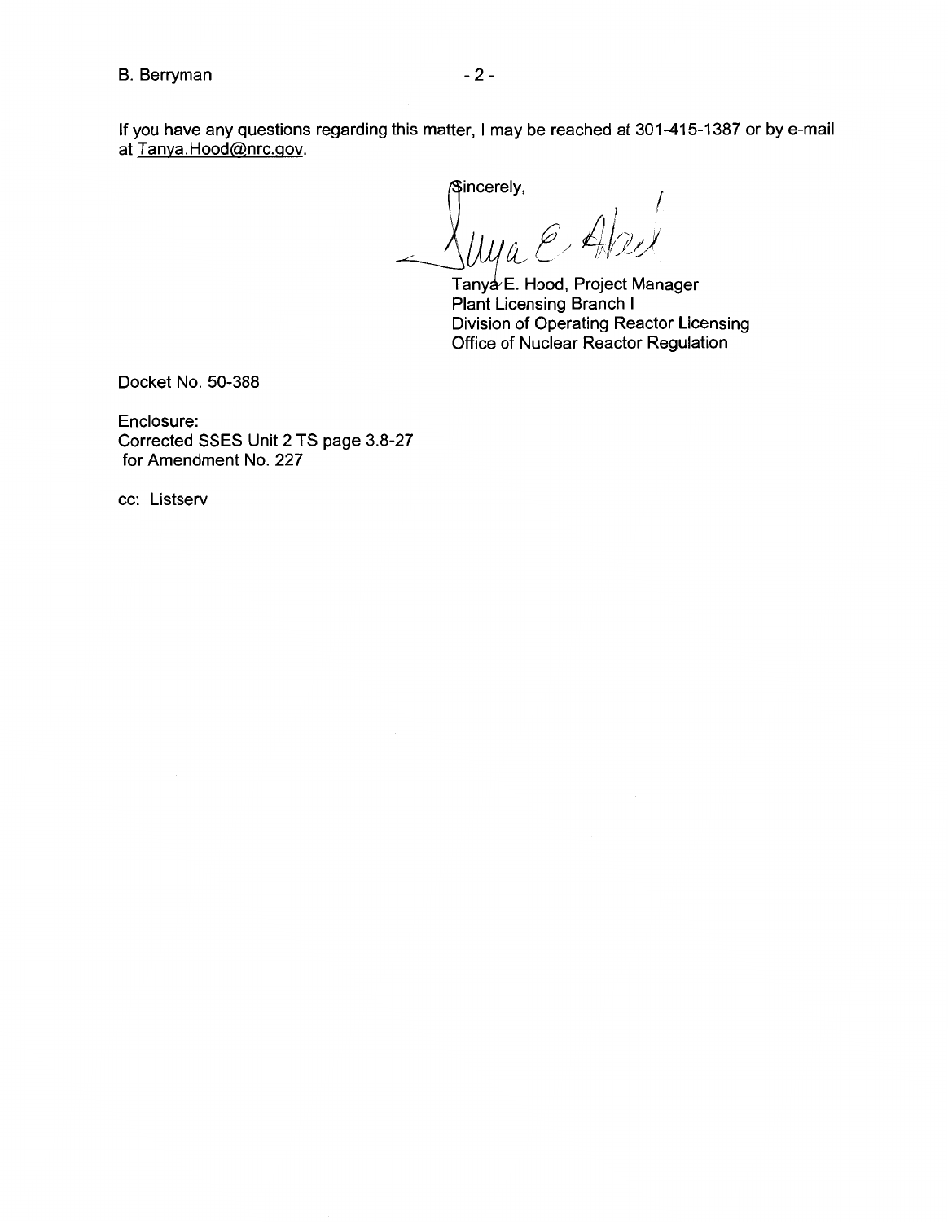If you have any questions regarding this matter, I may be reached at 301-415-1387 or by e-mail at Tanya.Hood@nrc.gov.

Sincerely,

Tanya E. Hood, Project Manager
Plant Licensing Branch I
Division of Operating Reactor Licensing
Office of Nuclear Reactor Regulation

Docket No. 50-388

Enclosure:
Corrected SSES Unit 2 TS page 3.8-27
for Amendment No. 227

cc: Listserv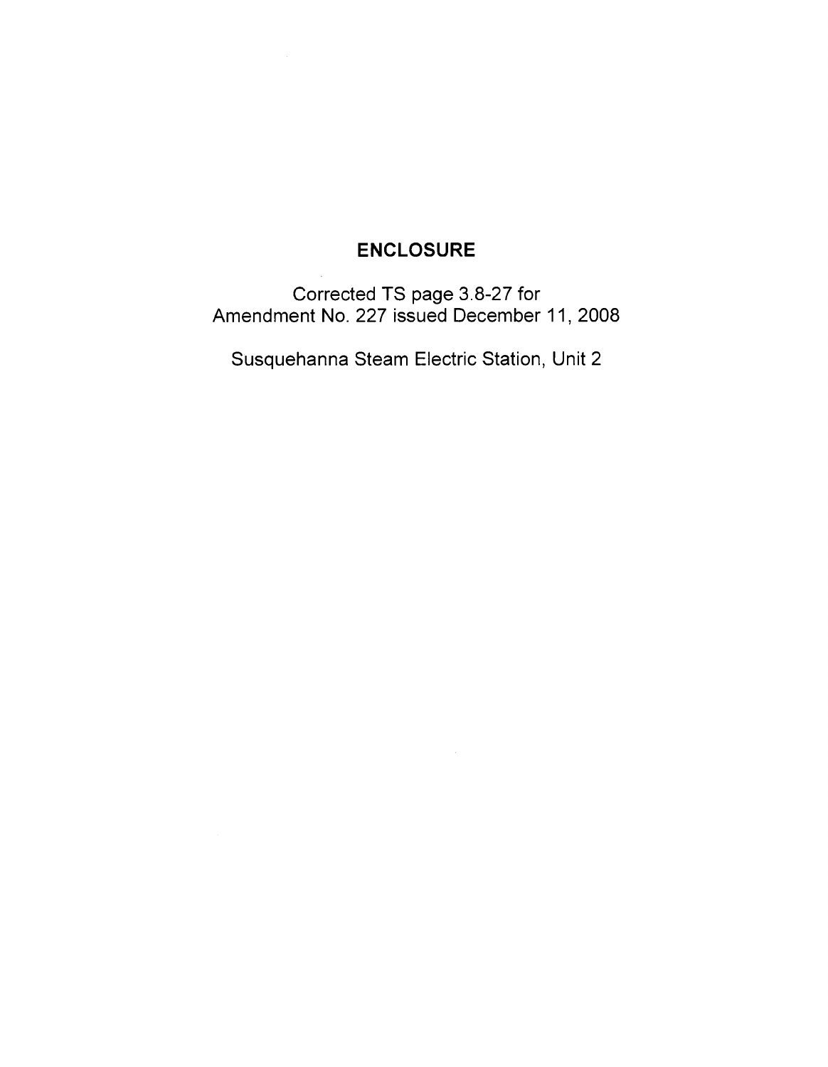# ENCLOSURE

Corrected TS page 3.8-27 for
Amendment No. 227 issued December 11, 2008

Susquehanna Steam Electric Station, Unit 2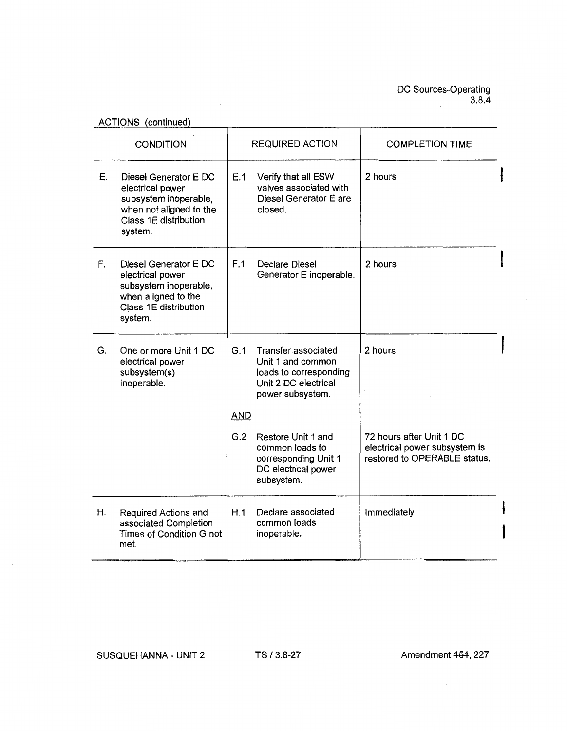ACTIONS (continued)

| CONDITION | REQUIRED ACTION | COMPLETION TIME |
|---|---|---|
| E. Diesel Generator E DC electrical power subsystem inoperable, when not aligned to the Class 1E distribution system. | E.1 Verify that all ESW valves associated with Diesel Generator E are closed. | 2 hours |
| F. Diesel Generator E DC electrical power subsystem inoperable, when aligned to the Class 1E distribution system. | F.1 Declare Diesel Generator E inoperable. | 2 hours |
| G. One or more Unit 1 DC electrical power subsystem(s) inoperable. | G.1 Transfer associated Unit 1 and common loads to corresponding Unit 2 DC electrical power subsystem. | 2 hours |
| | <u>AND</u> | |
| | G.2 Restore Unit 1 and common loads to corresponding Unit 1 DC electrical power subsystem. | 72 hours after Unit 1 DC electrical power subsystem is restored to OPERABLE status. |
| H. Required Actions and associated Completion Times of Condition G not met. | H.1 Declare associated common loads inoperable. | Immediately |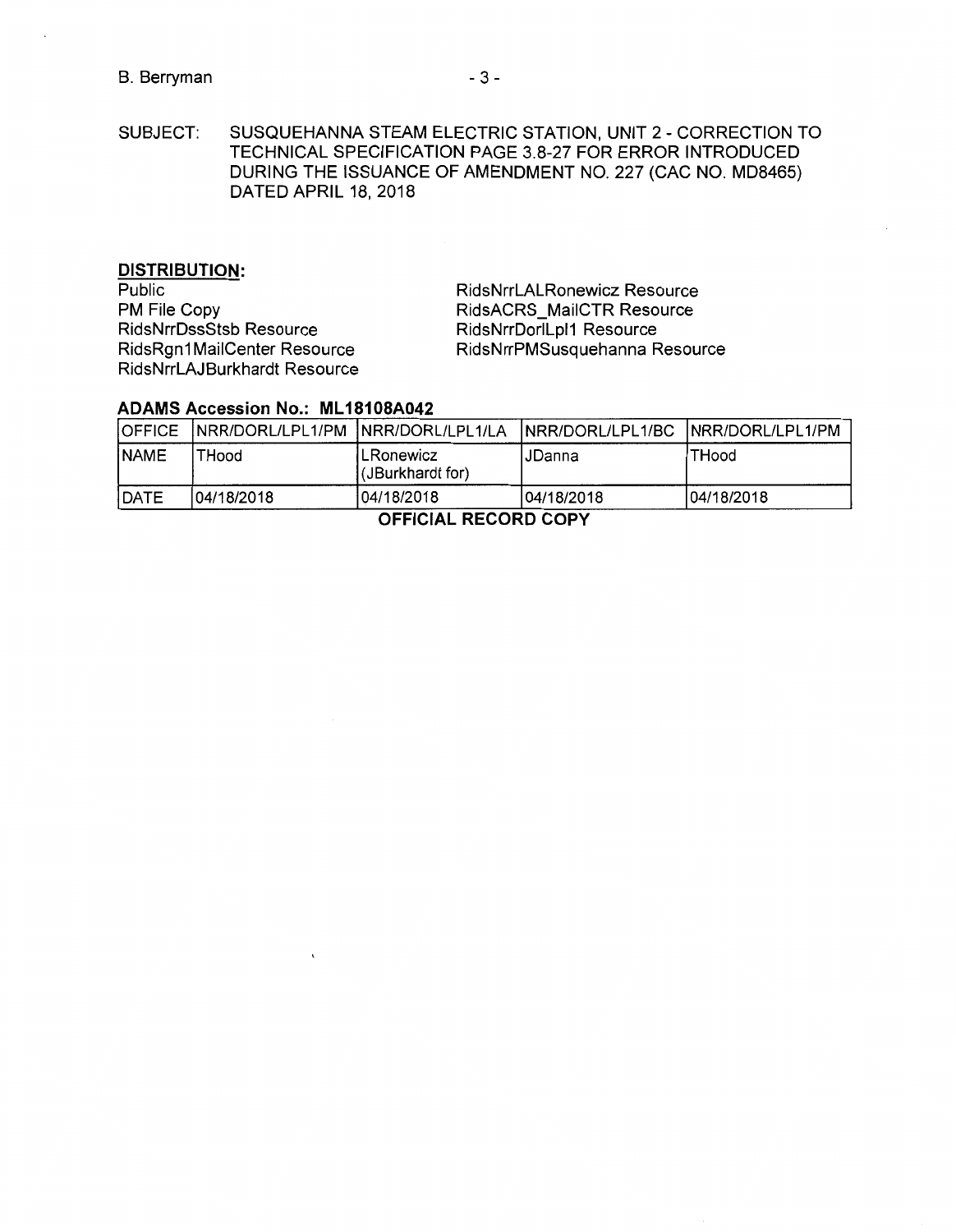SUBJECT: SUSQUEHANNA STEAM ELECTRIC STATION, UNIT 2 - CORRECTION TO TECHNICAL SPECIFICATION PAGE 3.8-27 FOR ERROR INTRODUCED DURING THE ISSUANCE OF AMENDMENT NO. 227 (CAC NO. MD8465) DATED APRIL 18, 2018

**DISTRIBUTION:**

Public
PM File Copy
RidsNrrDssStsb Resource
RidsRgn1MailCenter Resource
RidsNrrLAJBurkhardt Resource
RidsNrrLALRonewicz Resource
RidsACRS_MailCTR Resource
RidsNrrDorlLpl1 Resource
RidsNrrPMSusquehanna Resource

**ADAMS Accession No.: ML18108A042**

| OFFICE | NRR/DORL/LPL1/PM | NRR/DORL/LPL1/LA | NRR/DORL/LPL1/BC | NRR/DORL/LPL1/PM |
|---|---|---|---|---|
| NAME | THood | LRonewicz (JBurkhardt for) | JDanna | THood |
| DATE | 04/18/2018 | 04/18/2018 | 04/18/2018 | 04/18/2018 |

**OFFICIAL RECORD COPY**